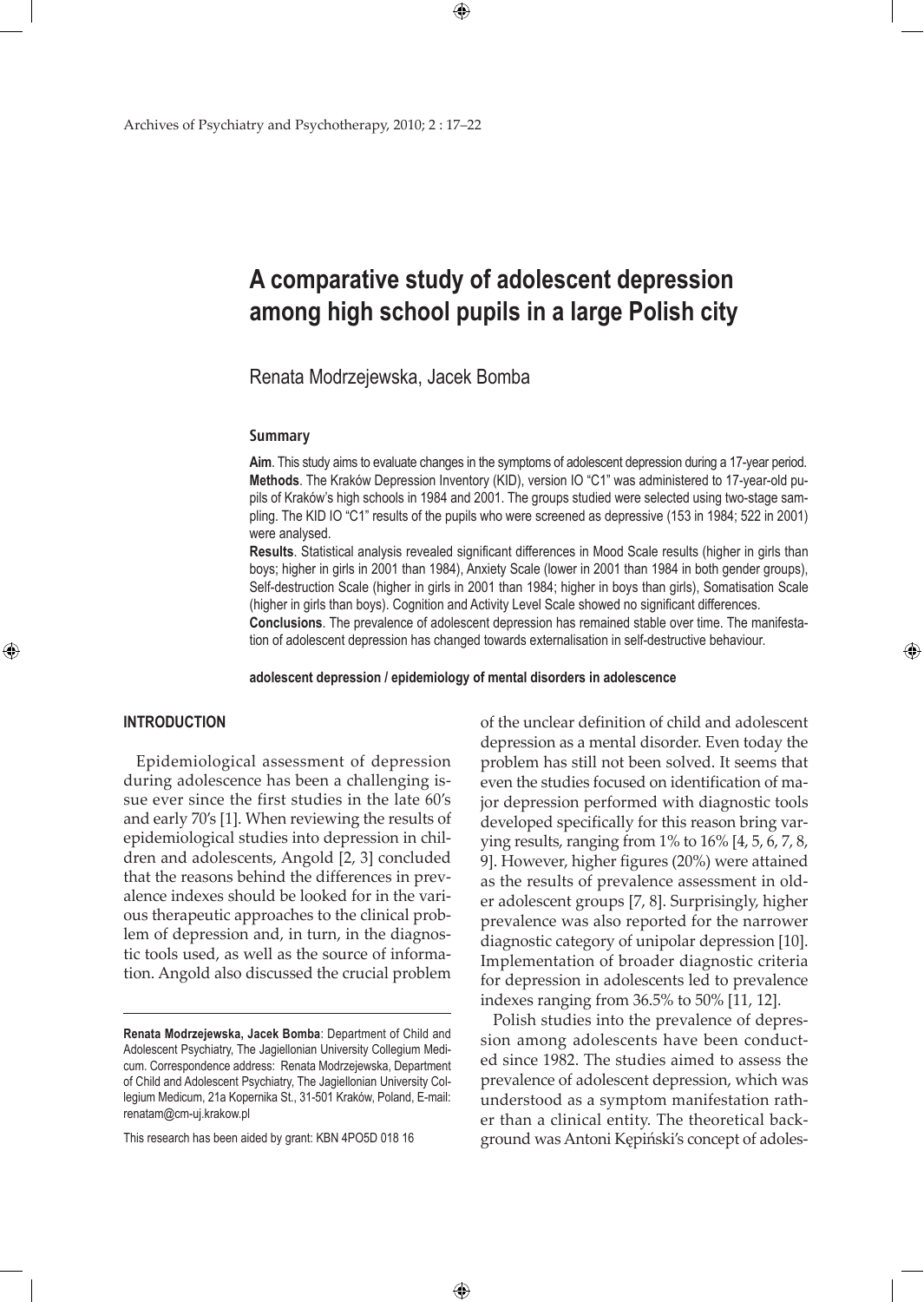# A comparative study of adolescent depression among high school pupils in a large Polish city

Renata Modrzejewska, Jacek Bomba

## Summary

**Aim**. This study aims to evaluate changes in the symptoms of adolescent depression during a 17-year period.
**Methods**. The Kraków Depression Inventory (KID), version IO "C1" was administered to 17-year-old pupils of Kraków's high schools in 1984 and 2001. The groups studied were selected using two-stage sampling. The KID IO "C1" results of the pupils who were screened as depressive (153 in 1984; 522 in 2001) were analysed.
**Results**. Statistical analysis revealed significant differences in Mood Scale results (higher in girls than boys; higher in girls in 2001 than 1984), Anxiety Scale (lower in 2001 than 1984 in both gender groups), Self-destruction Scale (higher in girls in 2001 than 1984; higher in boys than girls), Somatisation Scale (higher in girls than boys). Cognition and Activity Level Scale showed no significant differences.
**Conclusions**. The prevalence of adolescent depression has remained stable over time. The manifestation of adolescent depression has changed towards externalisation in self-destructive behaviour.

**adolescent depression / epidemiology of mental disorders in adolescence**

## INTRODUCTION

Epidemiological assessment of depression during adolescence has been a challenging issue ever since the first studies in the late 60's and early 70's [1]. When reviewing the results of epidemiological studies into depression in children and adolescents, Angold [2, 3] concluded that the reasons behind the differences in prevalence indexes should be looked for in the various therapeutic approaches to the clinical problem of depression and, in turn, in the diagnostic tools used, as well as the source of information. Angold also discussed the crucial problem of the unclear definition of child and adolescent depression as a mental disorder. Even today the problem has still not been solved. It seems that even the studies focused on identification of major depression performed with diagnostic tools developed specifically for this reason bring varying results, ranging from 1% to 16% [4, 5, 6, 7, 8, 9]. However, higher figures (20%) were attained as the results of prevalence assessment in older adolescent groups [7, 8]. Surprisingly, higher prevalence was also reported for the narrower diagnostic category of unipolar depression [10]. Implementation of broader diagnostic criteria for depression in adolescents led to prevalence indexes ranging from 36.5% to 50% [11, 12].

Polish studies into the prevalence of depression among adolescents have been conducted since 1982. The studies aimed to assess the prevalence of adolescent depression, which was understood as a symptom manifestation rather than a clinical entity. The theoretical background was Antoni Kępiński's concept of adoles-

---

**Renata Modrzejewska, Jacek Bomba**: Department of Child and Adolescent Psychiatry, The Jagiellonian University Collegium Medicum. Correspondence address: Renata Modrzejewska, Department of Child and Adolescent Psychiatry, The Jagiellonian University Collegium Medicum, 21a Kopernika St., 31-501 Kraków, Poland, E-mail: renatam@cm-uj.krakow.pl

This research has been aided by grant: KBN 4PO5D 018 16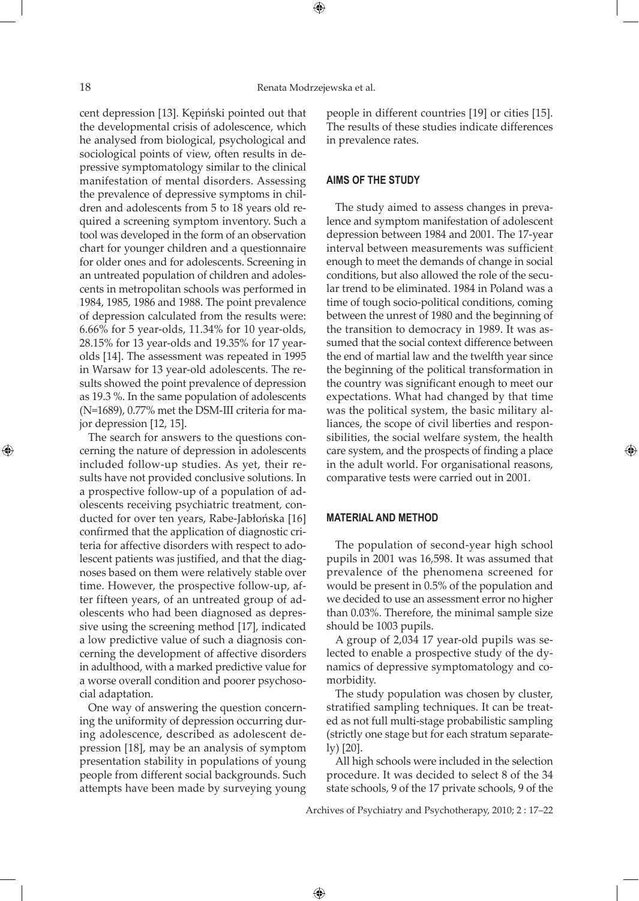cent depression [13]. Kępiński pointed out that the developmental crisis of adolescence, which he analysed from biological, psychological and sociological points of view, often results in depressive symptomatology similar to the clinical manifestation of mental disorders. Assessing the prevalence of depressive symptoms in children and adolescents from 5 to 18 years old required a screening symptom inventory. Such a tool was developed in the form of an observation chart for younger children and a questionnaire for older ones and for adolescents. Screening in an untreated population of children and adolescents in metropolitan schools was performed in 1984, 1985, 1986 and 1988. The point prevalence of depression calculated from the results were: 6.66% for 5 year-olds, 11.34% for 10 year-olds, 28.15% for 13 year-olds and 19.35% for 17 year-olds [14]. The assessment was repeated in 1995 in Warsaw for 13 year-old adolescents. The results showed the point prevalence of depression as 19.3 %. In the same population of adolescents (N=1689), 0.77% met the DSM-III criteria for major depression [12, 15].

The search for answers to the questions concerning the nature of depression in adolescents included follow-up studies. As yet, their results have not provided conclusive solutions. In a prospective follow-up of a population of adolescents receiving psychiatric treatment, conducted for over ten years, Rabe-Jabłońska [16] confirmed that the application of diagnostic criteria for affective disorders with respect to adolescent patients was justified, and that the diagnoses based on them were relatively stable over time. However, the prospective follow-up, after fifteen years, of an untreated group of adolescents who had been diagnosed as depressive using the screening method [17], indicated a low predictive value of such a diagnosis concerning the development of affective disorders in adulthood, with a marked predictive value for a worse overall condition and poorer psychosocial adaptation.

One way of answering the question concerning the uniformity of depression occurring during adolescence, described as adolescent depression [18], may be an analysis of symptom presentation stability in populations of young people from different social backgrounds. Such attempts have been made by surveying young people in different countries [19] or cities [15]. The results of these studies indicate differences in prevalence rates.

## AIMS OF THE STUDY

The study aimed to assess changes in prevalence and symptom manifestation of adolescent depression between 1984 and 2001. The 17-year interval between measurements was sufficient enough to meet the demands of change in social conditions, but also allowed the role of the secular trend to be eliminated. 1984 in Poland was a time of tough socio-political conditions, coming between the unrest of 1980 and the beginning of the transition to democracy in 1989. It was assumed that the social context difference between the end of martial law and the twelfth year since the beginning of the political transformation in the country was significant enough to meet our expectations. What had changed by that time was the political system, the basic military alliances, the scope of civil liberties and responsibilities, the social welfare system, the health care system, and the prospects of finding a place in the adult world. For organisational reasons, comparative tests were carried out in 2001.

## MATERIAL AND METHOD

The population of second-year high school pupils in 2001 was 16,598. It was assumed that prevalence of the phenomena screened for would be present in 0.5% of the population and we decided to use an assessment error no higher than 0.03%. Therefore, the minimal sample size should be 1003 pupils.

A group of 2,034 17 year-old pupils was selected to enable a prospective study of the dynamics of depressive symptomatology and comorbidity.

The study population was chosen by cluster, stratified sampling techniques. It can be treated as not full multi-stage probabilistic sampling (strictly one stage but for each stratum separately) [20].

All high schools were included in the selection procedure. It was decided to select 8 of the 34 state schools, 9 of the 17 private schools, 9 of the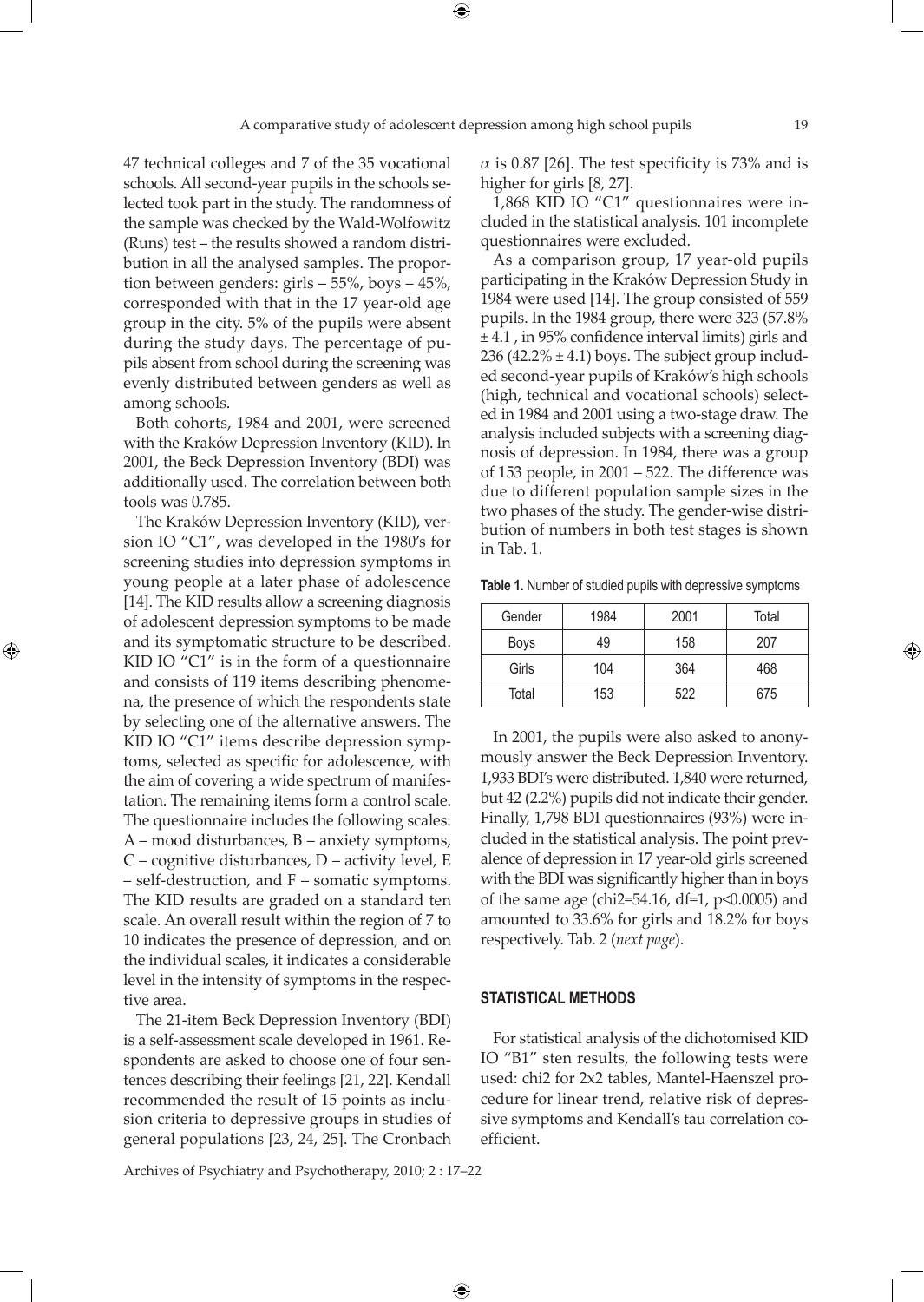47 technical colleges and 7 of the 35 vocational schools. All second-year pupils in the schools selected took part in the study. The randomness of the sample was checked by the Wald-Wolfowitz (Runs) test – the results showed a random distribution in all the analysed samples. The proportion between genders: girls – 55%, boys – 45%, corresponded with that in the 17 year-old age group in the city. 5% of the pupils were absent during the study days. The percentage of pupils absent from school during the screening was evenly distributed between genders as well as among schools.

Both cohorts, 1984 and 2001, were screened with the Kraków Depression Inventory (KID). In 2001, the Beck Depression Inventory (BDI) was additionally used. The correlation between both tools was 0.785.

The Kraków Depression Inventory (KID), version IO "C1", was developed in the 1980's for screening studies into depression symptoms in young people at a later phase of adolescence [14]. The KID results allow a screening diagnosis of adolescent depression symptoms to be made and its symptomatic structure to be described. KID IO "C1" is in the form of a questionnaire and consists of 119 items describing phenomena, the presence of which the respondents state by selecting one of the alternative answers. The KID IO "C1" items describe depression symptoms, selected as specific for adolescence, with the aim of covering a wide spectrum of manifestation. The remaining items form a control scale. The questionnaire includes the following scales: A – mood disturbances, B – anxiety symptoms, C – cognitive disturbances, D – activity level, E – self-destruction, and F – somatic symptoms. The KID results are graded on a standard ten scale. An overall result within the region of 7 to 10 indicates the presence of depression, and on the individual scales, it indicates a considerable level in the intensity of symptoms in the respective area.

The 21-item Beck Depression Inventory (BDI) is a self-assessment scale developed in 1961. Respondents are asked to choose one of four sentences describing their feelings [21, 22]. Kendall recommended the result of 15 points as inclusion criteria to depressive groups in studies of general populations [23, 24, 25]. The Cronbach $\alpha$ is 0.87 [26]. The test specificity is 73% and is higher for girls [8, 27].

1,868 KID IO "C1" questionnaires were included in the statistical analysis. 101 incomplete questionnaires were excluded.

As a comparison group, 17 year-old pupils participating in the Kraków Depression Study in 1984 were used [14]. The group consisted of 559 pupils. In the 1984 group, there were 323 (57.8% ± 4.1 , in 95% confidence interval limits) girls and 236 (42.2% ± 4.1) boys. The subject group included second-year pupils of Kraków's high schools (high, technical and vocational schools) selected in 1984 and 2001 using a two-stage draw. The analysis included subjects with a screening diagnosis of depression. In 1984, there was a group of 153 people, in 2001 – 522. The difference was due to different population sample sizes in the two phases of the study. The gender-wise distribution of numbers in both test stages is shown in Tab. 1.

**Table 1.** Number of studied pupils with depressive symptoms

| Gender | 1984 | 2001 | Total |
|---|---|---|---|
| Boys | 49 | 158 | 207 |
| Girls | 104 | 364 | 468 |
| Total | 153 | 522 | 675 |

In 2001, the pupils were also asked to anonymously answer the Beck Depression Inventory. 1,933 BDI's were distributed. 1,840 were returned, but 42 (2.2%) pupils did not indicate their gender. Finally, 1,798 BDI questionnaires (93%) were included in the statistical analysis. The point prevalence of depression in 17 year-old girls screened with the BDI was significantly higher than in boys of the same age ($chi2=54.16$, $df=1$, $p<0.0005$) and amounted to 33.6% for girls and 18.2% for boys respectively. Tab. 2 (*next page*).

## STATISTICAL METHODS

For statistical analysis of the dichotomised KID IO "B1" sten results, the following tests were used: chi2 for 2x2 tables, Mantel-Haenszel procedure for linear trend, relative risk of depressive symptoms and Kendall's tau correlation coefficient.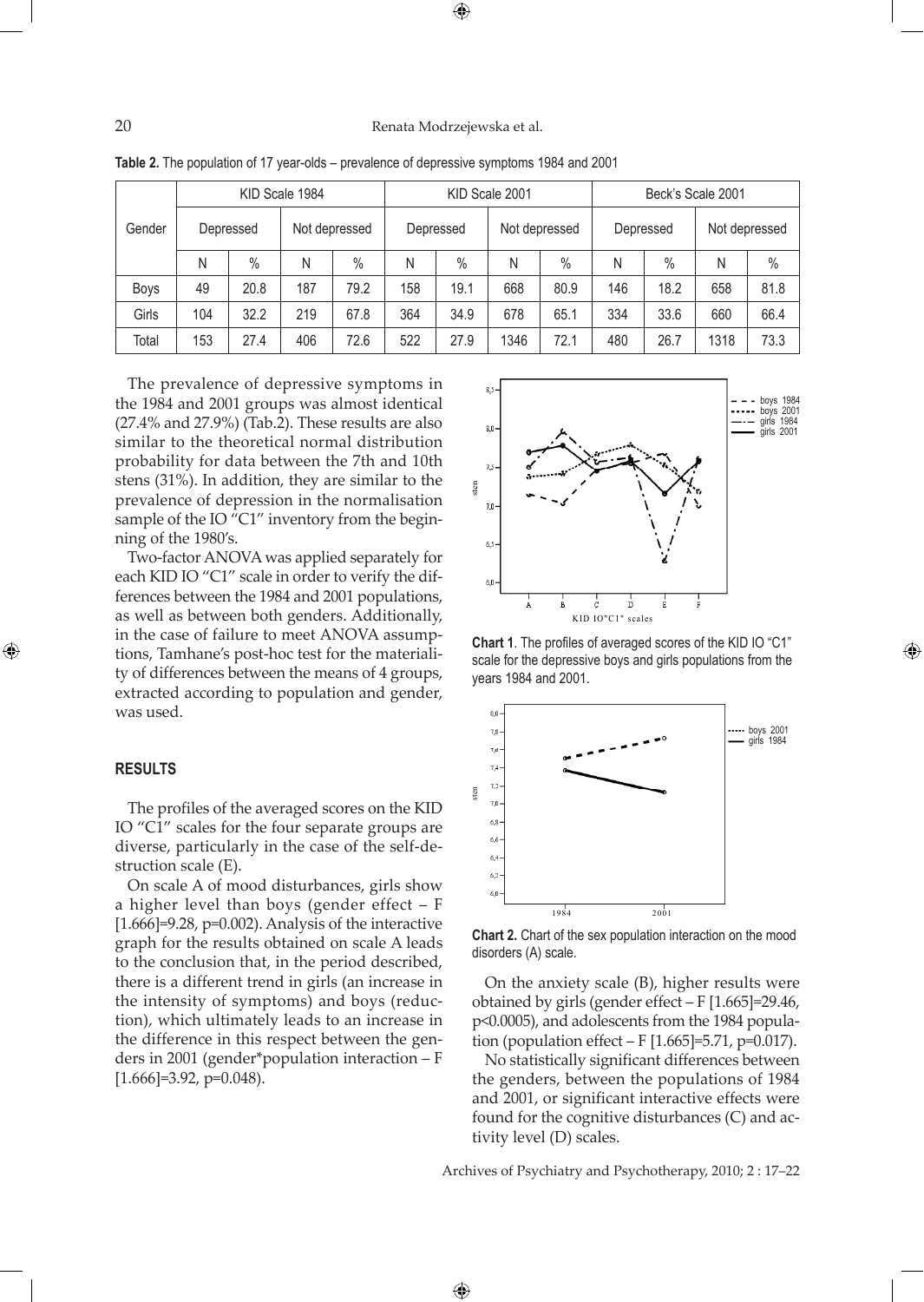**Table 2.** The population of 17 year-olds – prevalence of depressive symptoms 1984 and 2001

| Gender | KID Scale 1984 | | | | KID Scale 2001 | | | | Beck's Scale 2001 | | | |
|---|---|---|---|---|---|---|---|---|---|---|---|---|
| | Depressed | | Not depressed | | Depressed | | Not depressed | | Depressed | | Not depressed | |
| | N | % | N | % | N | % | N | % | N | % | N | % |
| Boys | 49 | 20.8 | 187 | 79.2 | 158 | 19.1 | 668 | 80.9 | 146 | 18.2 | 658 | 81.8 |
| Girls | 104 | 32.2 | 219 | 67.8 | 364 | 34.9 | 678 | 65.1 | 334 | 33.6 | 660 | 66.4 |
| Total | 153 | 27.4 | 406 | 72.6 | 522 | 27.9 | 1346 | 72.1 | 480 | 26.7 | 1318 | 73.3 |

The prevalence of depressive symptoms in the 1984 and 2001 groups was almost identical (27.4% and 27.9%) (Tab.2). These results are also similar to the theoretical normal distribution probability for data between the 7th and 10th stens (31%). In addition, they are similar to the prevalence of depression in the normalisation sample of the IO "C1" inventory from the beginning of the 1980's.

Two-factor ANOVA was applied separately for each KID IO "C1" scale in order to verify the differences between the 1984 and 2001 populations, as well as between both genders. Additionally, in the case of failure to meet ANOVA assumptions, Tamhane's post-hoc test for the materiality of differences between the means of 4 groups, extracted according to population and gender, was used.

## RESULTS

The profiles of the averaged scores on the KID IO "C1" scales for the four separate groups are diverse, particularly in the case of the self-destruction scale (E).

On scale A of mood disturbances, girls show a higher level than boys (gender effect – F [1.666]=9.28, p=0.002). Analysis of the interactive graph for the results obtained on scale A leads to the conclusion that, in the period described, there is a different trend in girls (an increase in the intensity of symptoms) and boys (reduction), which ultimately leads to an increase in the difference in this respect between the genders in 2001 (gender*population interaction – F [1.666]=3.92, p=0.048).

boys 1984
boys 2001
girls 1984
girls 2001
sten
8,5
8,0
7,5
7,0
6,5
6,0
A B C D E F
KID IO"C1" scales

**Chart 1**. The profiles of averaged scores of the KID IO "C1" scale for the depressive boys and girls populations from the years 1984 and 2001.

boys 2001
girls 1984
sten
8,0
7,8
7,6
7,4
7,2
7,0
6,8
6,6
6,4
6,2
6,0
1984
2001

**Chart 2.** Chart of the sex population interaction on the mood disorders (A) scale.

On the anxiety scale (B), higher results were obtained by girls (gender effect – F [1.665]=29.46, p<0.0005), and adolescents from the 1984 population (population effect – F [1.665]=5.71, p=0.017).

No statistically significant differences between the genders, between the populations of 1984 and 2001, or significant interactive effects were found for the cognitive disturbances (C) and activity level (D) scales.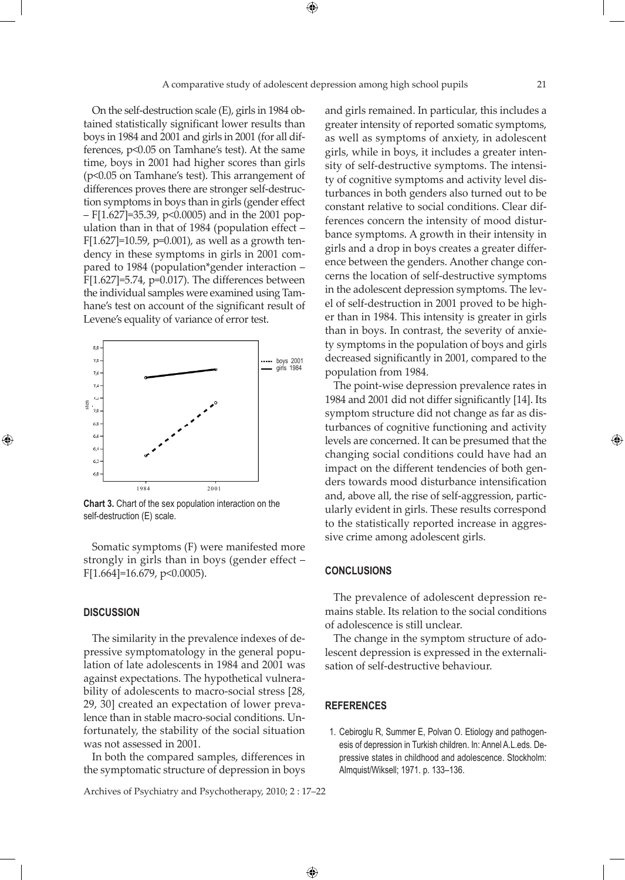On the self-destruction scale (E), girls in 1984 obtained statistically significant lower results than boys in 1984 and 2001 and girls in 2001 (for all differences, $p<0.05$ on Tamhane's test). At the same time, boys in 2001 had higher scores than girls ($p<0.05$ on Tamhane's test). This arrangement of differences proves there are stronger self-destruction symptoms in boys than in girls (gender effect – $F[1.627]=35.39$, $p<0.0005$) and in the 2001 population than in that of 1984 (population effect – $F[1.627]=10.59$, $p=0.001$), as well as a growth tendency in these symptoms in girls in 2001 compared to 1984 (population*gender interaction – $F[1.627]=5.74$, $p=0.017$). The differences between the individual samples were examined using Tamhane's test on account of the significant result of Levene's equality of variance of error test.

**Chart 3.** Chart of the sex population interaction on the self-destruction (E) scale.

Somatic symptoms (F) were manifested more strongly in girls than in boys (gender effect – $F[1.664]=16.679$, $p<0.0005$).

## DISCUSSION

The similarity in the prevalence indexes of depressive symptomatology in the general population of late adolescents in 1984 and 2001 was against expectations. The hypothetical vulnerability of adolescents to macro-social stress [28, 29, 30] created an expectation of lower prevalence than in stable macro-social conditions. Unfortunately, the stability of the social situation was not assessed in 2001.

In both the compared samples, differences in the symptomatic structure of depression in boys and girls remained. In particular, this includes a greater intensity of reported somatic symptoms, as well as symptoms of anxiety, in adolescent girls, while in boys, it includes a greater intensity of self-destructive symptoms. The intensity of cognitive symptoms and activity level disturbances in both genders also turned out to be constant relative to social conditions. Clear differences concern the intensity of mood disturbance symptoms. A growth in their intensity in girls and a drop in boys creates a greater difference between the genders. Another change concerns the location of self-destructive symptoms in the adolescent depression symptoms. The level of self-destruction in 2001 proved to be higher than in 1984. This intensity is greater in girls than in boys. In contrast, the severity of anxiety symptoms in the population of boys and girls decreased significantly in 2001, compared to the population from 1984.

The point-wise depression prevalence rates in 1984 and 2001 did not differ significantly [14]. Its symptom structure did not change as far as disturbances of cognitive functioning and activity levels are concerned. It can be presumed that the changing social conditions could have had an impact on the different tendencies of both genders towards mood disturbance intensification and, above all, the rise of self-aggression, particularly evident in girls. These results correspond to the statistically reported increase in aggressive crime among adolescent girls.

## CONCLUSIONS

The prevalence of adolescent depression remains stable. Its relation to the social conditions of adolescence is still unclear.

The change in the symptom structure of adolescent depression is expressed in the externalisation of self-destructive behaviour.

## REFERENCES

1. Cebiroglu R, Summer E, Polvan O. Etiology and pathogenesis of depression in Turkish children. In: Annel A.L.eds. Depressive states in childhood and adolescence. Stockholm: Almquist/Wiksell; 1971. p. 133–136.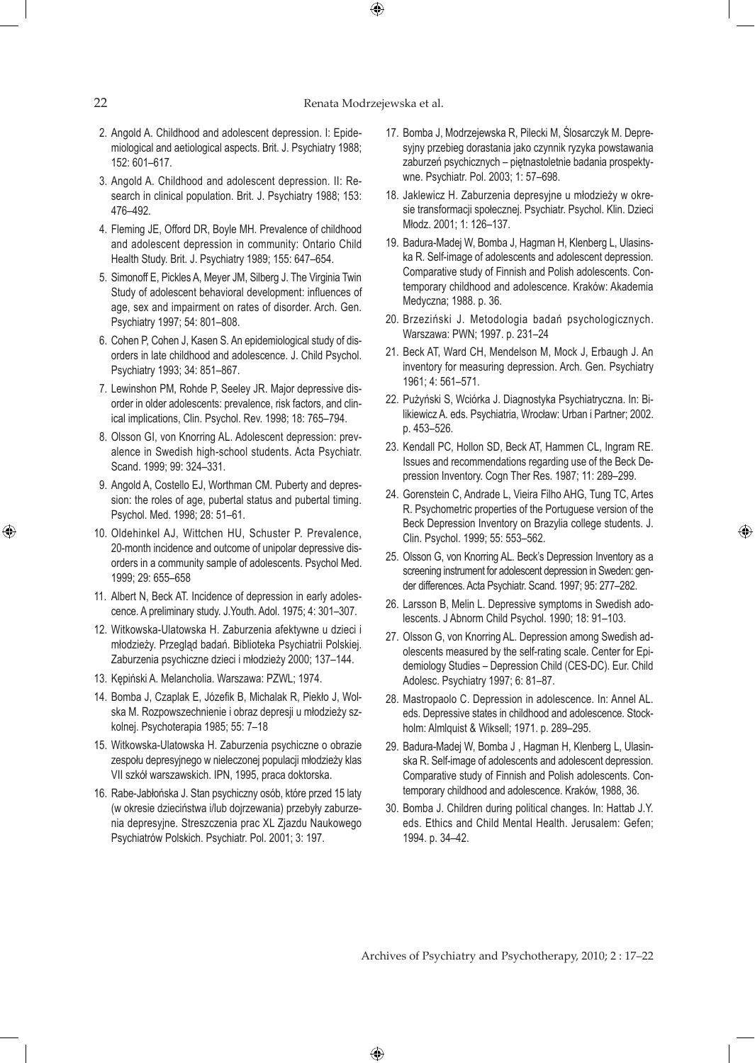2. Angold A. Childhood and adolescent depression. I: Epidemiological and aetiological aspects. Brit. J. Psychiatry 1988; 152: 601–617.
3. Angold A. Childhood and adolescent depression. II: Research in clinical population. Brit. J. Psychiatry 1988; 153: 476–492.
4. Fleming JE, Offord DR, Boyle MH. Prevalence of childhood and adolescent depression in community: Ontario Child Health Study. Brit. J. Psychiatry 1989; 155: 647–654.
5. Simonoff E, Pickles A, Meyer JM, Silberg J. The Virginia Twin Study of adolescent behavioral development: influences of age, sex and impairment on rates of disorder. Arch. Gen. Psychiatry 1997; 54: 801–808.
6. Cohen P, Cohen J, Kasen S. An epidemiological study of disorders in late childhood and adolescence. J. Child Psychol. Psychiatry 1993; 34: 851–867.
7. Lewinshon PM, Rohde P, Seeley JR. Major depressive disorder in older adolescents: prevalence, risk factors, and clinical implications, Clin. Psychol. Rev. 1998; 18: 765–794.
8. Olsson GI, von Knorring AL. Adolescent depression: prevalence in Swedish high-school students. Acta Psychiatr. Scand. 1999; 99: 324–331.
9. Angold A, Costello EJ, Worthman CM. Puberty and depression: the roles of age, pubertal status and pubertal timing. Psychol. Med. 1998; 28: 51–61.
10. Oldehinkel AJ, Wittchen HU, Schuster P. Prevalence, 20-month incidence and outcome of unipolar depressive disorders in a community sample of adolescents. Psychol Med. 1999; 29: 655–658
11. Albert N, Beck AT. Incidence of depression in early adolescence. A preliminary study. J.Youth. Adol. 1975; 4: 301–307.
12. Witkowska-Ulatowska H. Zaburzenia afektywne u dzieci i młodzieży. Przegląd badań. Biblioteka Psychiatrii Polskiej. Zaburzenia psychiczne dzieci i młodzieży 2000; 137–144.
13. Kępiński A. Melancholia. Warszawa: PZWL; 1974.
14. Bomba J, Czaplak E, Józefik B, Michalak R, Piekło J, Wolska M. Rozpowszechnienie i obraz depresji u młodzieży szkolnej. Psychoterapia 1985; 55: 7–18
15. Witkowska-Ulatowska H. Zaburzenia psychiczne o obrazie zespołu depresyjnego w nieleczonej populacji młodzieży klas VII szkół warszawskich. IPN, 1995, praca doktorska.
16. Rabe-Jabłońska J. Stan psychiczny osób, które przed 15 laty (w okresie dzieciństwa i/lub dojrzewania) przebyły zaburzenia depresyjne. Streszczenia prac XL Zjazdu Naukowego Psychiatrów Polskich. Psychiatr. Pol. 2001; 3: 197.
17. Bomba J, Modrzejewska R, Pilecki M, Ślosarczyk M. Depresyjny przebieg dorastania jako czynnik ryzyka powstawania zaburzeń psychicznych – piętnastoletnie badania prospektywne. Psychiatr. Pol. 2003; 1: 57–698.
18. Jaklewicz H. Zaburzenia depresyjne u młodzieży w okresie transformacji społecznej. Psychiatr. Psychol. Klin. Dzieci Młodz. 2001; 1: 126–137.
19. Badura-Madej W, Bomba J, Hagman H, Klenberg L, Ulasinska R. Self-image of adolescents and adolescent depression. Comparative study of Finnish and Polish adolescents. Contemporary childhood and adolescence. Kraków: Akademia Medyczna; 1988. p. 36.
20. Brzeziński J. Metodologia badań psychologicznych. Warszawa: PWN; 1997. p. 231–24
21. Beck AT, Ward CH, Mendelson M, Mock J, Erbaugh J. An inventory for measuring depression. Arch. Gen. Psychiatry 1961; 4: 561–571.
22. Pużyński S, Wciórka J. Diagnostyka Psychiatryczna. In: Bilikiewicz A. eds. Psychiatria, Wrocław: Urban i Partner; 2002. p. 453–526.
23. Kendall PC, Hollon SD, Beck AT, Hammen CL, Ingram RE. Issues and recommendations regarding use of the Beck Depression Inventory. Cogn Ther Res. 1987; 11: 289–299.
24. Gorenstein C, Andrade L, Vieira Filho AHG, Tung TC, Artes R. Psychometric properties of the Portuguese version of the Beck Depression Inventory on Brazylia college students. J. Clin. Psychol. 1999; 55: 553–562.
25. Olsson G, von Knorring AL. Beck's Depression Inventory as a screening instrument for adolescent depression in Sweden: gender differences. Acta Psychiatr. Scand. 1997; 95: 277–282.
26. Larsson B, Melin L. Depressive symptoms in Swedish adolescents. J Abnorm Child Psychol. 1990; 18: 91–103.
27. Olsson G, von Knorring AL. Depression among Swedish adolescents measured by the self-rating scale. Center for Epidemiology Studies – Depression Child (CES-DC). Eur. Child Adolesc. Psychiatry 1997; 6: 81–87.
28. Mastropaolo C. Depression in adolescence. In: Annel AL. eds. Depressive states in childhood and adolescence. Stockholm: Almlquist & Wiksell; 1971. p. 289–295.
29. Badura-Madej W, Bomba J , Hagman H, Klenberg L, Ulasinska R. Self-image of adolescents and adolescent depression. Comparative study of Finnish and Polish adolescents. Contemporary childhood and adolescence. Kraków, 1988, 36.
30. Bomba J. Children during political changes. In: Hattab J.Y. eds. Ethics and Child Mental Health. Jerusalem: Gefen; 1994. p. 34–42.